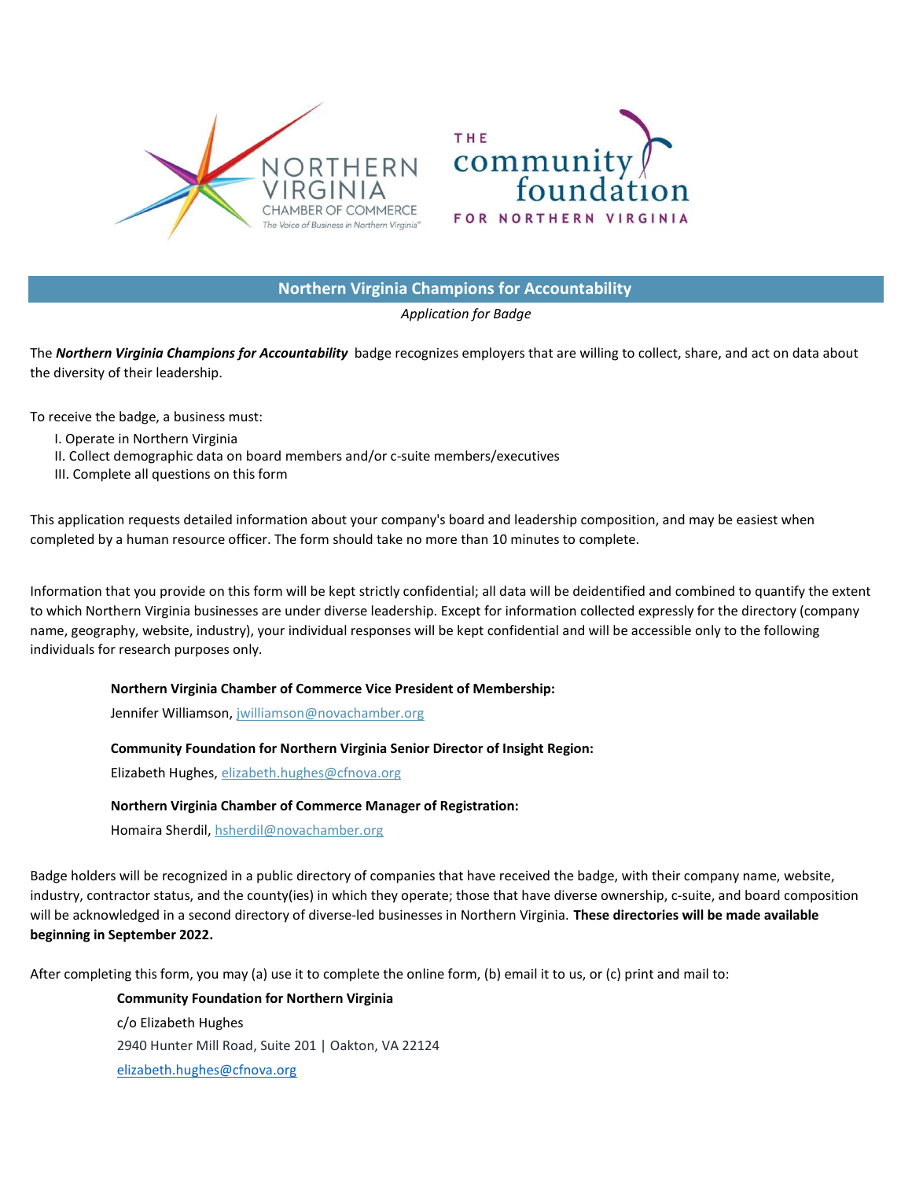# Northern Virginia Champions for Accountability

*Application for Badge*

The ***Northern Virginia Champions for Accountability*** badge recognizes employers that are willing to collect, share, and act on data about the diversity of their leadership.

To receive the badge, a business must:

I. Operate in Northern Virginia
II. Collect demographic data on board members and/or c-suite members/executives
III. Complete all questions on this form

This application requests detailed information about your company's board and leadership composition, and may be easiest when completed by a human resource officer. The form should take no more than 10 minutes to complete.

Information that you provide on this form will be kept strictly confidential; all data will be deidentified and combined to quantify the extent to which Northern Virginia businesses are under diverse leadership. Except for information collected expressly for the directory (company name, geography, website, industry), your individual responses will be kept confidential and will be accessible only to the following individuals for research purposes only.

**Northern Virginia Chamber of Commerce Vice President of Membership:**

Jennifer Williamson, jwilliamson@novachamber.org

**Community Foundation for Northern Virginia Senior Director of Insight Region:**

Elizabeth Hughes, elizabeth.hughes@cfnova.org

**Northern Virginia Chamber of Commerce Manager of Registration:**

Homaira Sherdil, hsherdil@novachamber.org

Badge holders will be recognized in a public directory of companies that have received the badge, with their company name, website, industry, contractor status, and the county(ies) in which they operate; those that have diverse ownership, c-suite, and board composition will be acknowledged in a second directory of diverse-led businesses in Northern Virginia. **These directories will be made available beginning in September 2022.**

After completing this form, you may (a) use it to complete the online form, (b) email it to us, or (c) print and mail to:

**Community Foundation for Northern Virginia**
c/o Elizabeth Hughes
2940 Hunter Mill Road, Suite 201 | Oakton, VA 22124
elizabeth.hughes@cfnova.org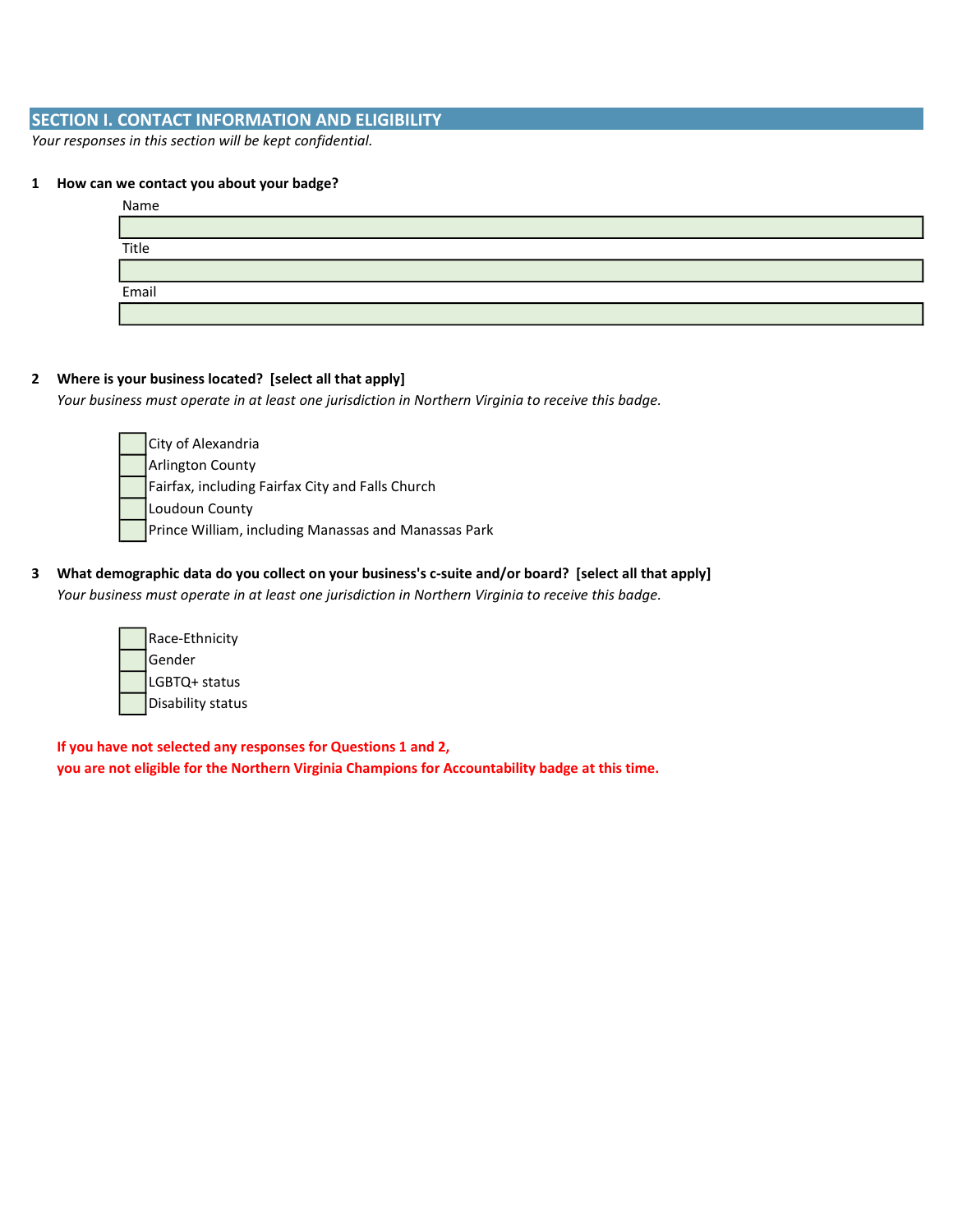## SECTION I. CONTACT INFORMATION AND ELIGIBILITY

*Your responses in this section will be kept confidential.*

**1 How can we contact you about your badge?**

Name

Title

Email

**2 Where is your business located? [select all that apply]**

*Your business must operate in at least one jurisdiction in Northern Virginia to receive this badge.*

- [ ] City of Alexandria
- [ ] Arlington County
- [ ] Fairfax, including Fairfax City and Falls Church
- [ ] Loudoun County
- [ ] Prince William, including Manassas and Manassas Park

**3 What demographic data do you collect on your business's c-suite and/or board? [select all that apply]**

*Your business must operate in at least one jurisdiction in Northern Virginia to receive this badge.*

- [ ] Race-Ethnicity
- [ ] Gender
- [ ] LGBTQ+ status
- [ ] Disability status

**If you have not selected any responses for Questions 1 and 2,**
**you are not eligible for the Northern Virginia Champions for Accountability badge at this time.**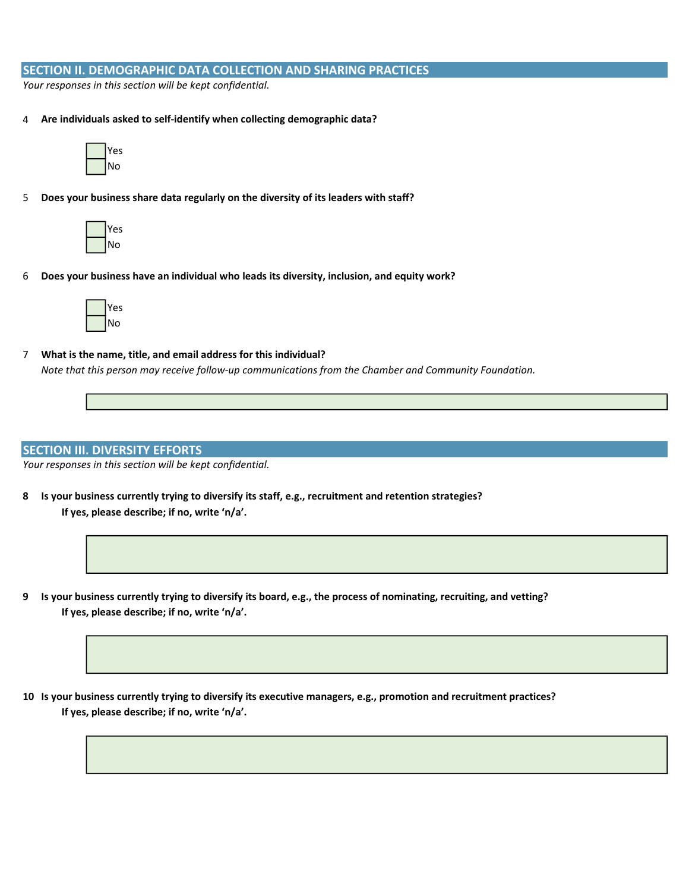## SECTION II. DEMOGRAPHIC DATA COLLECTION AND SHARING PRACTICES

*Your responses in this section will be kept confidential.*

4 **Are individuals asked to self-identify when collecting demographic data?**

- [ ] Yes
- [ ] No

5 **Does your business share data regularly on the diversity of its leaders with staff?**

- [ ] Yes
- [ ] No

6 **Does your business have an individual who leads its diversity, inclusion, and equity work?**

- [ ] Yes
- [ ] No

7 **What is the name, title, and email address for this individual?**

*Note that this person may receive follow-up communications from the Chamber and Community Foundation.*

## SECTION III. DIVERSITY EFFORTS

*Your responses in this section will be kept confidential.*

**8 Is your business currently trying to diversify its staff, e.g., recruitment and retention strategies?**

**If yes, please describe; if no, write 'n/a'.**

**9 Is your business currently trying to diversify its board, e.g., the process of nominating, recruiting, and vetting?**

**If yes, please describe; if no, write 'n/a'.**

**10 Is your business currently trying to diversify its executive managers, e.g., promotion and recruitment practices?**

**If yes, please describe; if no, write 'n/a'.**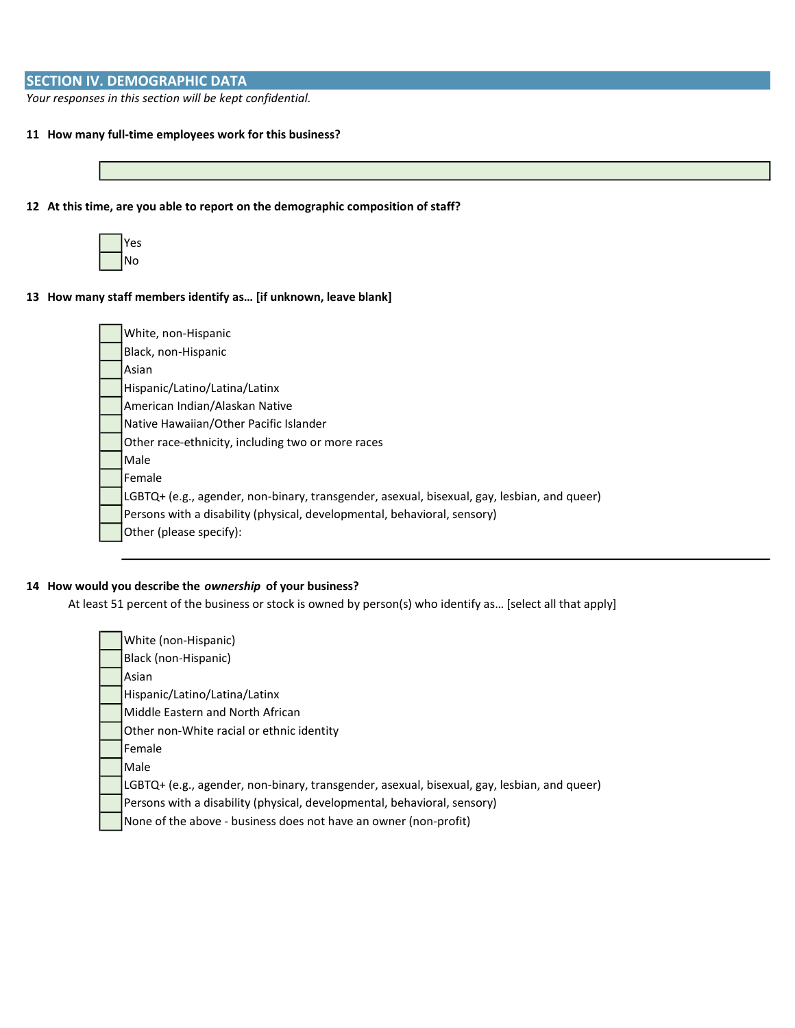## SECTION IV. DEMOGRAPHIC DATA

*Your responses in this section will be kept confidential.*

**11 How many full-time employees work for this business?**

______________________________

**12 At this time, are you able to report on the demographic composition of staff?**

- [ ] Yes
- [ ] No

**13 How many staff members identify as... [if unknown, leave blank]**

- [ ] White, non-Hispanic
- [ ] Black, non-Hispanic
- [ ] Asian
- [ ] Hispanic/Latino/Latina/Latinx
- [ ] American Indian/Alaskan Native
- [ ] Native Hawaiian/Other Pacific Islander
- [ ] Other race-ethnicity, including two or more races
- [ ] Male
- [ ] Female
- [ ] LGBTQ+ (e.g., agender, non-binary, transgender, asexual, bisexual, gay, lesbian, and queer)
- [ ] Persons with a disability (physical, developmental, behavioral, sensory)
- [ ] Other (please specify):

______________________________

**14 How would you describe the *ownership* of your business?**

At least 51 percent of the business or stock is owned by person(s) who identify as... [select all that apply]

- [ ] White (non-Hispanic)
- [ ] Black (non-Hispanic)
- [ ] Asian
- [ ] Hispanic/Latino/Latina/Latinx
- [ ] Middle Eastern and North African
- [ ] Other non-White racial or ethnic identity
- [ ] Female
- [ ] Male
- [ ] LGBTQ+ (e.g., agender, non-binary, transgender, asexual, bisexual, gay, lesbian, and queer)
- [ ] Persons with a disability (physical, developmental, behavioral, sensory)
- [ ] None of the above - business does not have an owner (non-profit)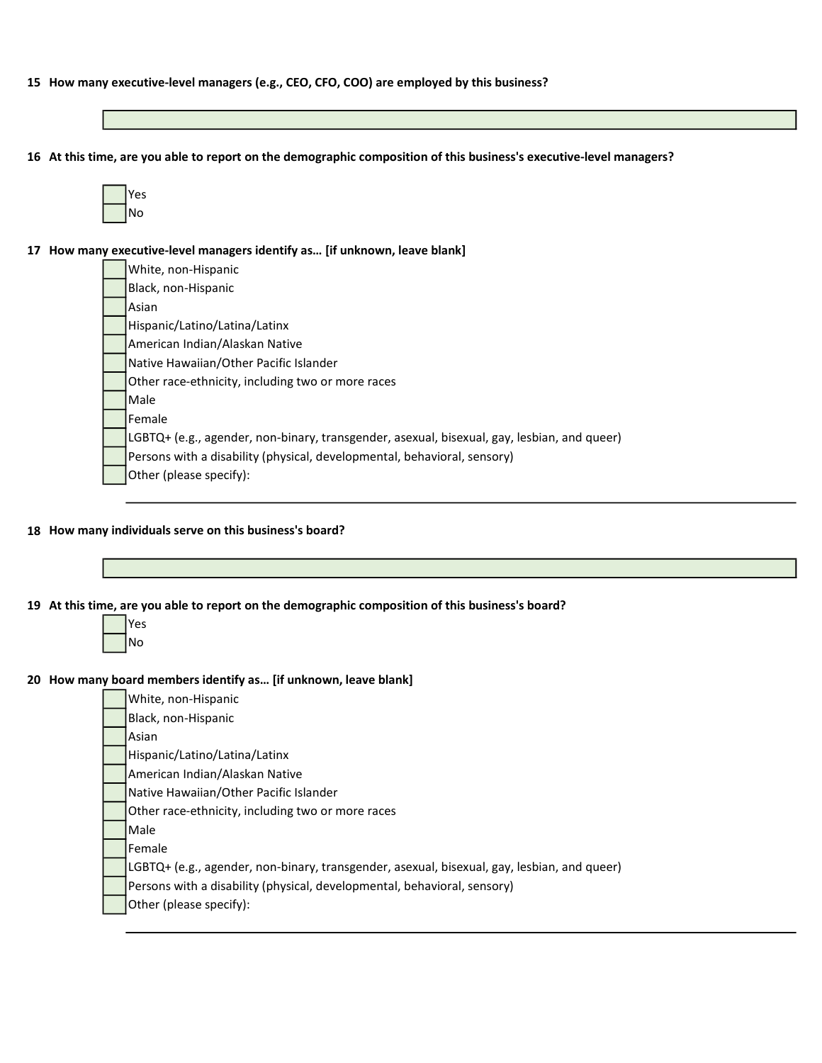**15 How many executive-level managers (e.g., CEO, CFO, COO) are employed by this business?**

\_\_\_\_\_\_\_\_\_\_\_\_\_\_\_\_\_\_\_\_

**16 At this time, are you able to report on the demographic composition of this business's executive-level managers?**

- ☐ Yes
- ☐ No

**17 How many executive-level managers identify as… [if unknown, leave blank]**

- ☐ White, non-Hispanic
- ☐ Black, non-Hispanic
- ☐ Asian
- ☐ Hispanic/Latino/Latina/Latinx
- ☐ American Indian/Alaskan Native
- ☐ Native Hawaiian/Other Pacific Islander
- ☐ Other race-ethnicity, including two or more races
- ☐ Male
- ☐ Female
- ☐ LGBTQ+ (e.g., agender, non-binary, transgender, asexual, bisexual, gay, lesbian, and queer)
- ☐ Persons with a disability (physical, developmental, behavioral, sensory)
- ☐ Other (please specify):

\_\_\_\_\_\_\_\_\_\_\_\_\_\_\_\_\_\_\_\_

**18 How many individuals serve on this business's board?**

\_\_\_\_\_\_\_\_\_\_\_\_\_\_\_\_\_\_\_\_

**19 At this time, are you able to report on the demographic composition of this business's board?**

- ☐ Yes
- ☐ No

**20 How many board members identify as… [if unknown, leave blank]**

- ☐ White, non-Hispanic
- ☐ Black, non-Hispanic
- ☐ Asian
- ☐ Hispanic/Latino/Latina/Latinx
- ☐ American Indian/Alaskan Native
- ☐ Native Hawaiian/Other Pacific Islander
- ☐ Other race-ethnicity, including two or more races
- ☐ Male
- ☐ Female
- ☐ LGBTQ+ (e.g., agender, non-binary, transgender, asexual, bisexual, gay, lesbian, and queer)
- ☐ Persons with a disability (physical, developmental, behavioral, sensory)
- ☐ Other (please specify):

\_\_\_\_\_\_\_\_\_\_\_\_\_\_\_\_\_\_\_\_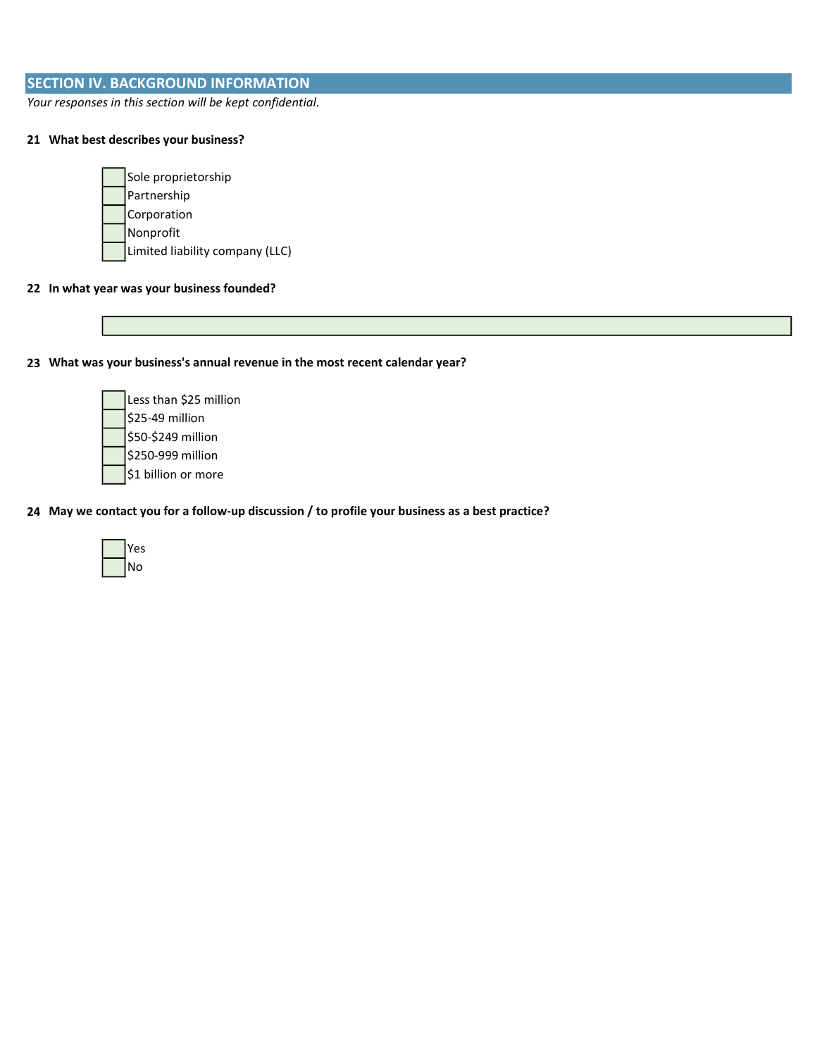## SECTION IV. BACKGROUND INFORMATION

*Your responses in this section will be kept confidential.*

**21 What best describes your business?**

- [ ] Sole proprietorship
- [ ] Partnership
- [ ] Corporation
- [ ] Nonprofit
- [ ] Limited liability company (LLC)

**22 In what year was your business founded?**

______________________________

**23 What was your business's annual revenue in the most recent calendar year?**

- [ ] Less than $25 million
- [ ] $25-49 million
- [ ] $50-$249 million
- [ ] $250-999 million
- [ ] $1 billion or more

**24 May we contact you for a follow-up discussion / to profile your business as a best practice?**

- [ ] Yes
- [ ] No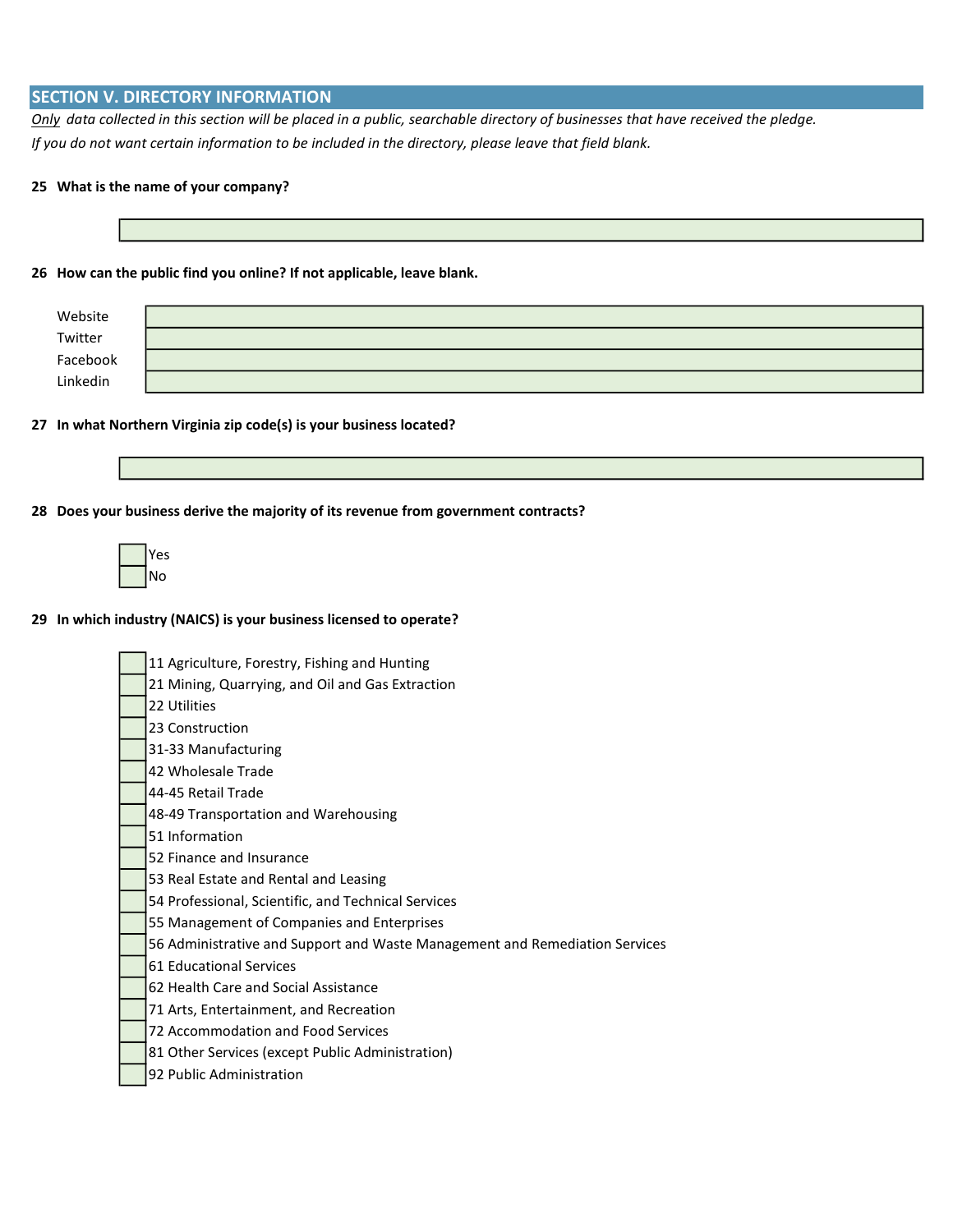## SECTION V. DIRECTORY INFORMATION

*Only data collected in this section will be placed in a public, searchable directory of businesses that have received the pledge.*

*If you do not want certain information to be included in the directory, please leave that field blank.*

**25 What is the name of your company?**

______________________________

**26 How can the public find you online? If not applicable, leave blank.**

Website ______________________________

Twitter ______________________________

Facebook ______________________________

Linkedin ______________________________

**27 In what Northern Virginia zip code(s) is your business located?**

______________________________

**28 Does your business derive the majority of its revenue from government contracts?**

- [ ] Yes
- [ ] No

**29 In which industry (NAICS) is your business licensed to operate?**

- [ ] 11 Agriculture, Forestry, Fishing and Hunting
- [ ] 21 Mining, Quarrying, and Oil and Gas Extraction
- [ ] 22 Utilities
- [ ] 23 Construction
- [ ] 31-33 Manufacturing
- [ ] 42 Wholesale Trade
- [ ] 44-45 Retail Trade
- [ ] 48-49 Transportation and Warehousing
- [ ] 51 Information
- [ ] 52 Finance and Insurance
- [ ] 53 Real Estate and Rental and Leasing
- [ ] 54 Professional, Scientific, and Technical Services
- [ ] 55 Management of Companies and Enterprises
- [ ] 56 Administrative and Support and Waste Management and Remediation Services
- [ ] 61 Educational Services
- [ ] 62 Health Care and Social Assistance
- [ ] 71 Arts, Entertainment, and Recreation
- [ ] 72 Accommodation and Food Services
- [ ] 81 Other Services (except Public Administration)
- [ ] 92 Public Administration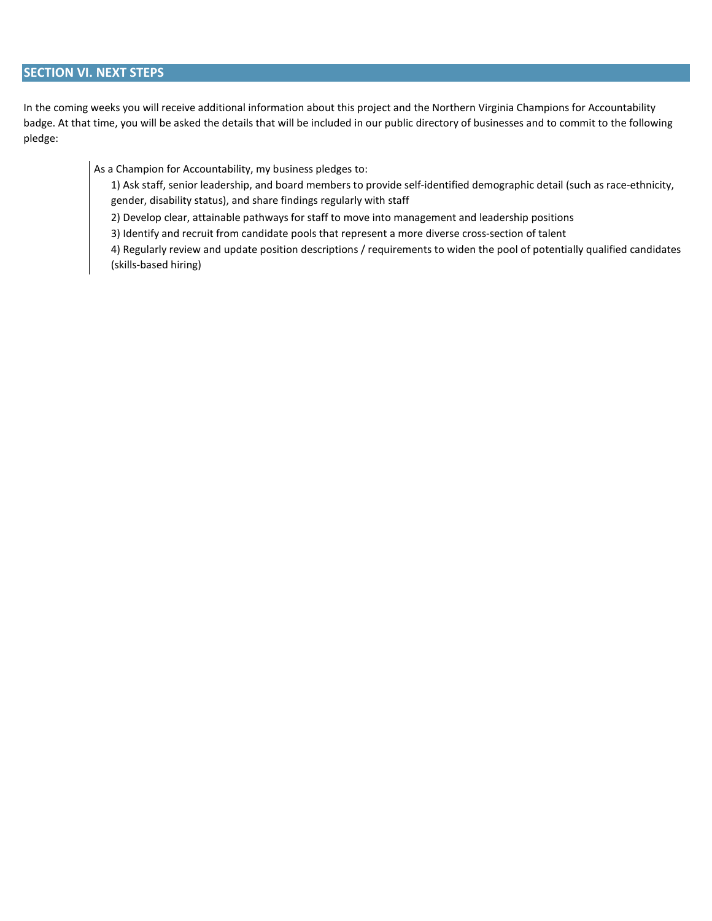## SECTION VI. NEXT STEPS

In the coming weeks you will receive additional information about this project and the Northern Virginia Champions for Accountability badge. At that time, you will be asked the details that will be included in our public directory of businesses and to commit to the following pledge:

> As a Champion for Accountability, my business pledges to:
>
> 1) Ask staff, senior leadership, and board members to provide self-identified demographic detail (such as race-ethnicity, gender, disability status), and share findings regularly with staff
> 2) Develop clear, attainable pathways for staff to move into management and leadership positions
> 3) Identify and recruit from candidate pools that represent a more diverse cross-section of talent
> 4) Regularly review and update position descriptions / requirements to widen the pool of potentially qualified candidates (skills-based hiring)